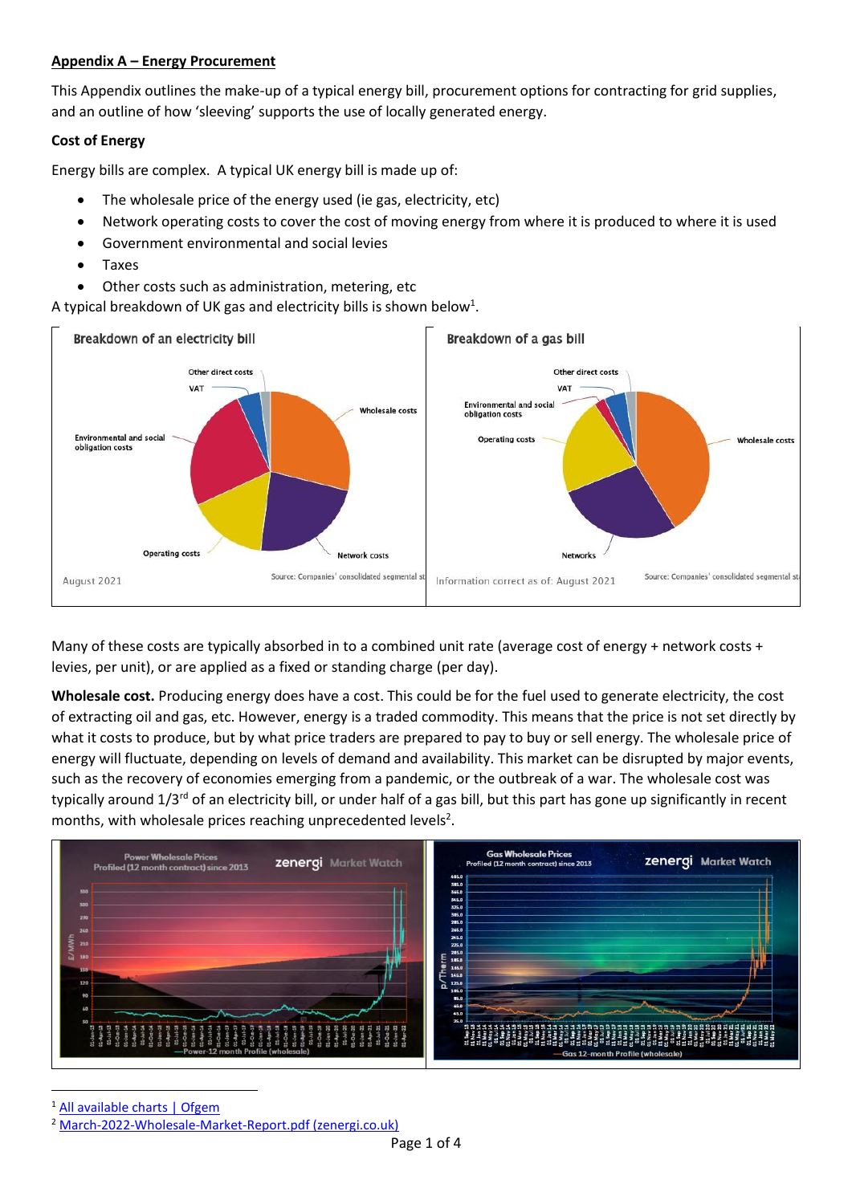**Appendix A – Energy Procurement**

This Appendix outlines the make-up of a typical energy bill, procurement options for contracting for grid supplies, and an outline of how 'sleeving' supports the use of locally generated energy.

**Cost of Energy**

Energy bills are complex. A typical UK energy bill is made up of:

- The wholesale price of the energy used (ie gas, electricity, etc)
- Network operating costs to cover the cost of moving energy from where it is produced to where it is used
- Government environmental and social levies
- Taxes
- Other costs such as administration, metering, etc

A typical breakdown of UK gas and electricity bills is shown below[1].

Many of these costs are typically absorbed in to a combined unit rate (average cost of energy + network costs + levies, per unit), or are applied as a fixed or standing charge (per day).

**Wholesale cost.** Producing energy does have a cost. This could be for the fuel used to generate electricity, the cost of extracting oil and gas, etc. However, energy is a traded commodity. This means that the price is not set directly by what it costs to produce, but by what price traders are prepared to pay to buy or sell energy. The wholesale price of energy will fluctuate, depending on levels of demand and availability. This market can be disrupted by major events, such as the recovery of economies emerging from a pandemic, or the outbreak of a war. The wholesale cost was typically around 1/3rd of an electricity bill, or under half of a gas bill, but this part has gone up significantly in recent months, with wholesale prices reaching unprecedented levels[2].

---

[1] All available charts | Ofgem

[2] March-2022-Wholesale-Market-Report.pdf (zenergi.co.uk)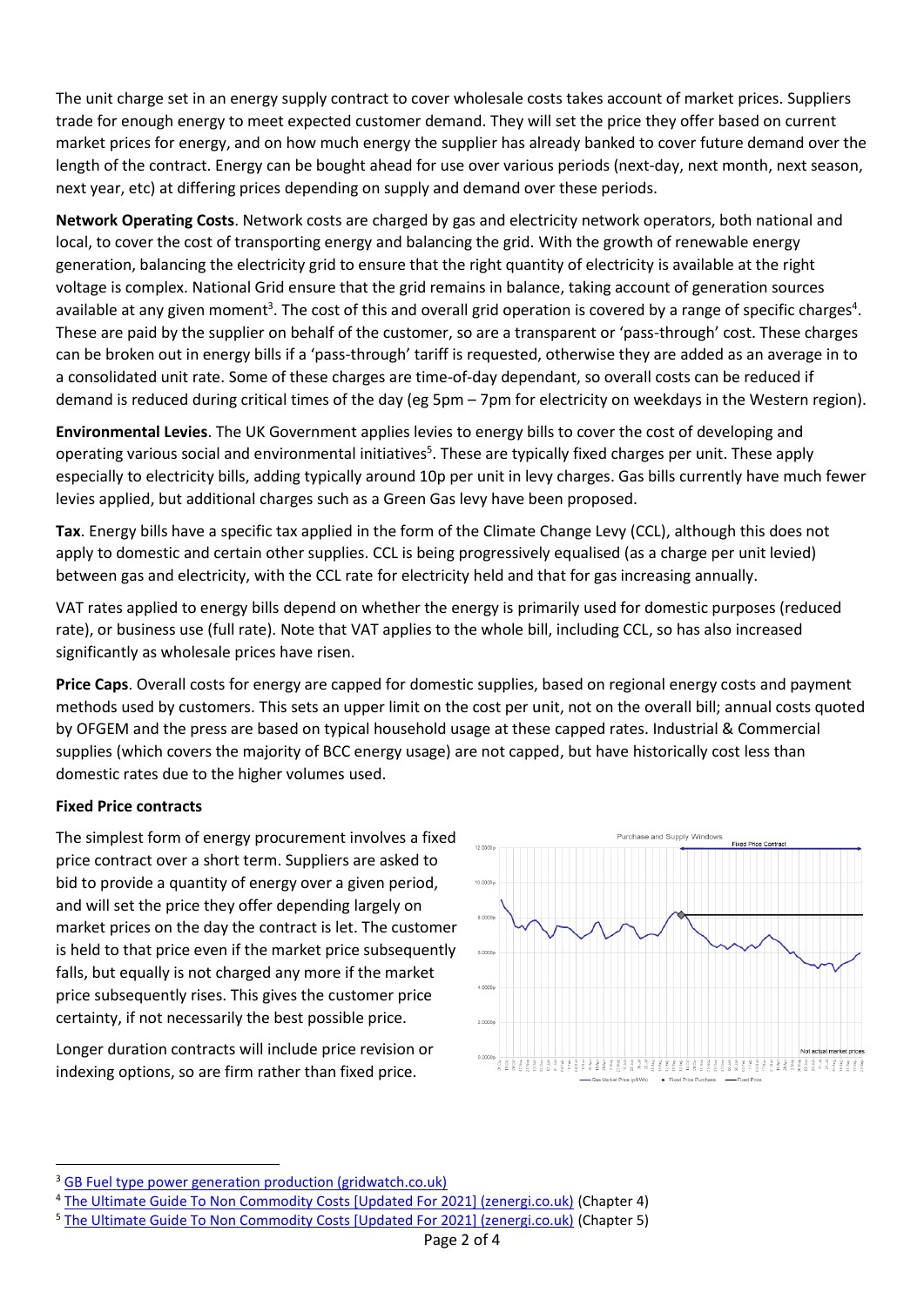The unit charge set in an energy supply contract to cover wholesale costs takes account of market prices. Suppliers trade for enough energy to meet expected customer demand. They will set the price they offer based on current market prices for energy, and on how much energy the supplier has already banked to cover future demand over the length of the contract. Energy can be bought ahead for use over various periods (next-day, next month, next season, next year, etc) at differing prices depending on supply and demand over these periods.

**Network Operating Costs**. Network costs are charged by gas and electricity network operators, both national and local, to cover the cost of transporting energy and balancing the grid. With the growth of renewable energy generation, balancing the electricity grid to ensure that the right quantity of electricity is available at the right voltage is complex. National Grid ensure that the grid remains in balance, taking account of generation sources available at any given moment[3]. The cost of this and overall grid operation is covered by a range of specific charges[4]. These are paid by the supplier on behalf of the customer, so are a transparent or 'pass-through' cost. These charges can be broken out in energy bills if a 'pass-through' tariff is requested, otherwise they are added as an average in to a consolidated unit rate. Some of these charges are time-of-day dependant, so overall costs can be reduced if demand is reduced during critical times of the day (eg 5pm – 7pm for electricity on weekdays in the Western region).

**Environmental Levies**. The UK Government applies levies to energy bills to cover the cost of developing and operating various social and environmental initiatives[5]. These are typically fixed charges per unit. These apply especially to electricity bills, adding typically around 10p per unit in levy charges. Gas bills currently have much fewer levies applied, but additional charges such as a Green Gas levy have been proposed.

**Tax**. Energy bills have a specific tax applied in the form of the Climate Change Levy (CCL), although this does not apply to domestic and certain other supplies. CCL is being progressively equalised (as a charge per unit levied) between gas and electricity, with the CCL rate for electricity held and that for gas increasing annually.

VAT rates applied to energy bills depend on whether the energy is primarily used for domestic purposes (reduced rate), or business use (full rate). Note that VAT applies to the whole bill, including CCL, so has also increased significantly as wholesale prices have risen.

**Price Caps**. Overall costs for energy are capped for domestic supplies, based on regional energy costs and payment methods used by customers. This sets an upper limit on the cost per unit, not on the overall bill; annual costs quoted by OFGEM and the press are based on typical household usage at these capped rates. Industrial & Commercial supplies (which covers the majority of BCC energy usage) are not capped, but have historically cost less than domestic rates due to the higher volumes used.

**Fixed Price contracts**

The simplest form of energy procurement involves a fixed price contract over a short term. Suppliers are asked to bid to provide a quantity of energy over a given period, and will set the price they offer depending largely on market prices on the day the contract is let. The customer is held to that price even if the market price subsequently falls, but equally is not charged any more if the market price subsequently rises. This gives the customer price certainty, if not necessarily the best possible price.

Longer duration contracts will include price revision or indexing options, so are firm rather than fixed price.

[3] GB Fuel type power generation production (gridwatch.co.uk)

[4] The Ultimate Guide To Non Commodity Costs [Updated For 2021] (zenergi.co.uk) (Chapter 4)

[5] The Ultimate Guide To Non Commodity Costs [Updated For 2021] (zenergi.co.uk) (Chapter 5)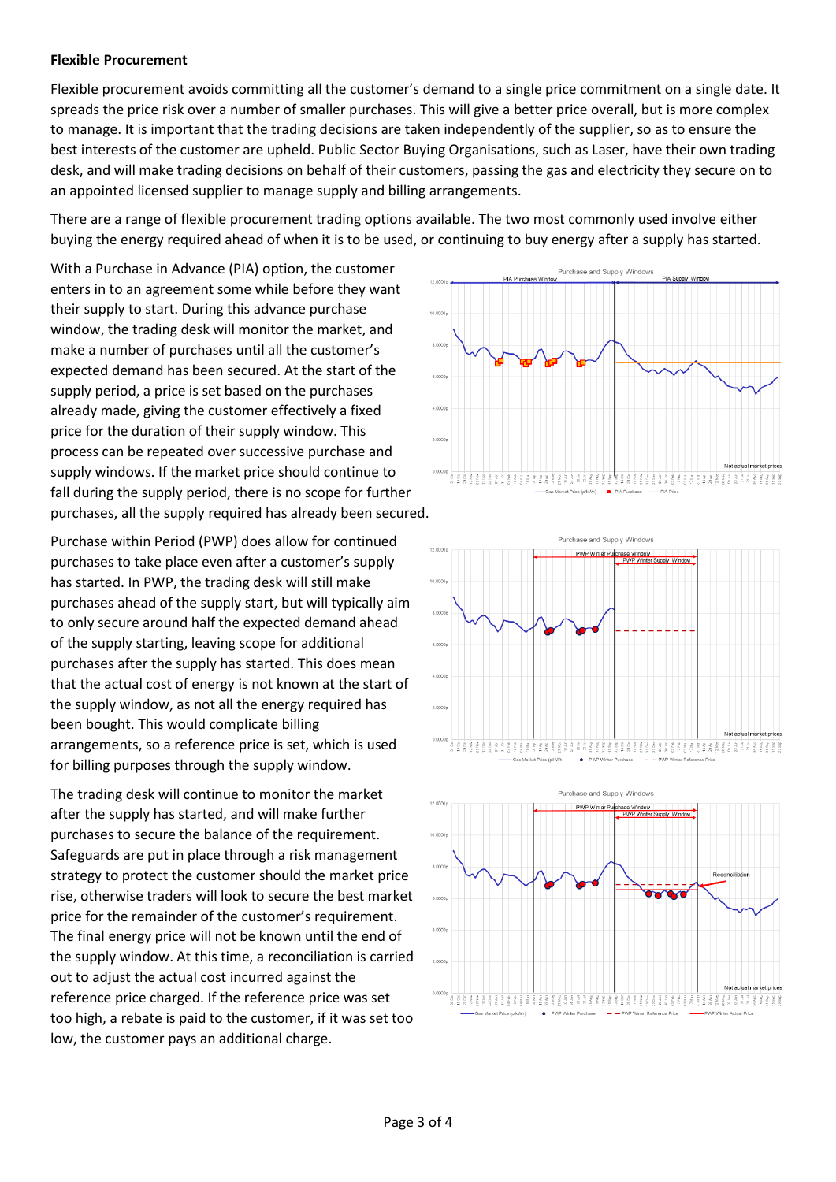**Flexible Procurement**

Flexible procurement avoids committing all the customer's demand to a single price commitment on a single date. It spreads the price risk over a number of smaller purchases. This will give a better price overall, but is more complex to manage. It is important that the trading decisions are taken independently of the supplier, so as to ensure the best interests of the customer are upheld. Public Sector Buying Organisations, such as Laser, have their own trading desk, and will make trading decisions on behalf of their customers, passing the gas and electricity they secure on to an appointed licensed supplier to manage supply and billing arrangements.

There are a range of flexible procurement trading options available. The two most commonly used involve either buying the energy required ahead of when it is to be used, or continuing to buy energy after a supply has started.

With a Purchase in Advance (PIA) option, the customer enters in to an agreement some while before they want their supply to start. During this advance purchase window, the trading desk will monitor the market, and make a number of purchases until all the customer's expected demand has been secured. At the start of the supply period, a price is set based on the purchases already made, giving the customer effectively a fixed price for the duration of their supply window. This process can be repeated over successive purchase and supply windows. If the market price should continue to fall during the supply period, there is no scope for further purchases, all the supply required has already been secured.

Purchase within Period (PWP) does allow for continued purchases to take place even after a customer's supply has started. In PWP, the trading desk will still make purchases ahead of the supply start, but will typically aim to only secure around half the expected demand ahead of the supply starting, leaving scope for additional purchases after the supply has started. This does mean that the actual cost of energy is not known at the start of the supply window, as not all the energy required has been bought. This would complicate billing arrangements, so a reference price is set, which is used for billing purposes through the supply window.

The trading desk will continue to monitor the market after the supply has started, and will make further purchases to secure the balance of the requirement. Safeguards are put in place through a risk management strategy to protect the customer should the market price rise, otherwise traders will look to secure the best market price for the remainder of the customer's requirement. The final energy price will not be known until the end of the supply window. At this time, a reconciliation is carried out to adjust the actual cost incurred against the reference price charged. If the reference price was set too high, a rebate is paid to the customer, if it was set too low, the customer pays an additional charge.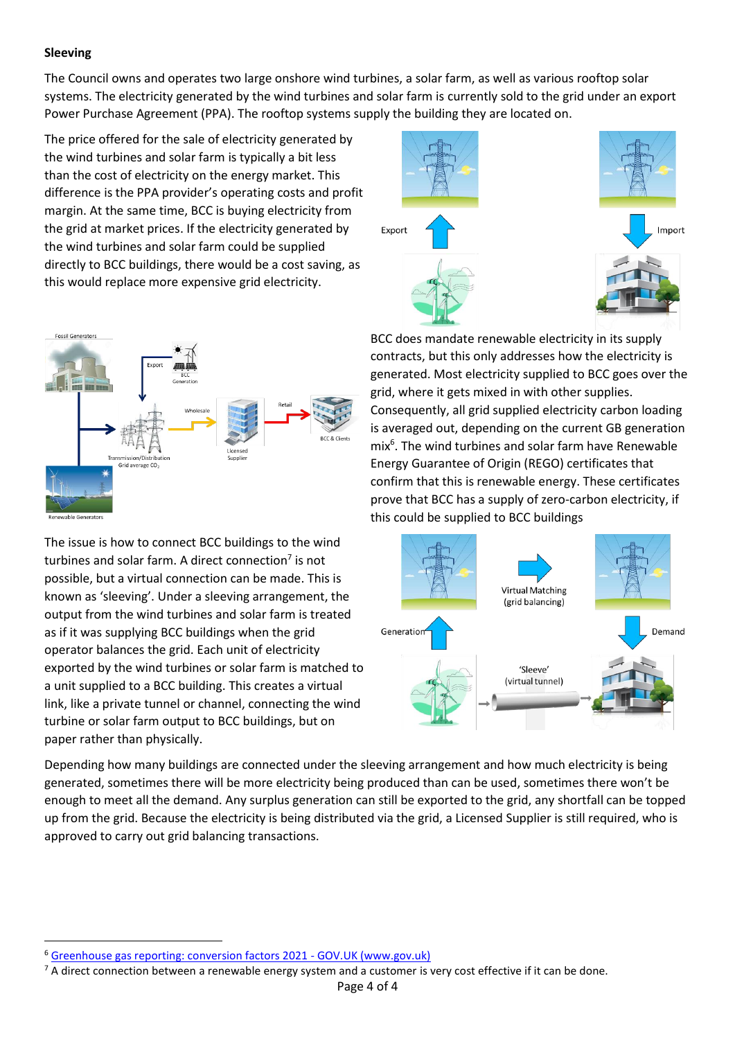**Sleeping**

**Sleeving**

The Council owns and operates two large onshore wind turbines, a solar farm, as well as various rooftop solar systems. The electricity generated by the wind turbines and solar farm is currently sold to the grid under an export Power Purchase Agreement (PPA). The rooftop systems supply the building they are located on.

The price offered for the sale of electricity generated by the wind turbines and solar farm is typically a bit less than the cost of electricity on the energy market. This difference is the PPA provider's operating costs and profit margin. At the same time, BCC is buying electricity from the grid at market prices. If the electricity generated by the wind turbines and solar farm could be supplied directly to BCC buildings, there would be a cost saving, as this would replace more expensive grid electricity.

Export

Import

Fossil Generators

Export

BCC Generation

Wholesale

Retail

Transmission/Distribution Grid average $CO_2$

Licensed Supplier

BCC & Clients

Renewable Generators

BCC does mandate renewable electricity in its supply contracts, but this only addresses how the electricity is generated. Most electricity supplied to BCC goes over the grid, where it gets mixed in with other supplies. Consequently, all grid supplied electricity carbon loading is averaged out, depending on the current GB generation mix[6]. The wind turbines and solar farm have Renewable Energy Guarantee of Origin (REGO) certificates that confirm that this is renewable energy. These certificates prove that BCC has a supply of zero-carbon electricity, if this could be supplied to BCC buildings

The issue is how to connect BCC buildings to the wind turbines and solar farm. A direct connection[7] is not possible, but a virtual connection can be made. This is known as 'sleeving'. Under a sleeving arrangement, the output from the wind turbines and solar farm is treated as if it was supplying BCC buildings when the grid operator balances the grid. Each unit of electricity exported by the wind turbines or solar farm is matched to a unit supplied to a BCC building. This creates a virtual link, like a private tunnel or channel, connecting the wind turbine or solar farm output to BCC buildings, but on paper rather than physically.

Virtual Matching (grid balancing)

Generation

Demand

'Sleeve' (virtual tunnel)

Depending how many buildings are connected under the sleeving arrangement and how much electricity is being generated, sometimes there will be more electricity being produced than can be used, sometimes there won't be enough to meet all the demand. Any surplus generation can still be exported to the grid, any shortfall can be topped up from the grid. Because the electricity is being distributed via the grid, a Licensed Supplier is still required, who is approved to carry out grid balancing transactions.

---

[6] Greenhouse gas reporting: conversion factors 2021 - GOV.UK (www.gov.uk)

[7] A direct connection between a renewable energy system and a customer is very cost effective if it can be done.